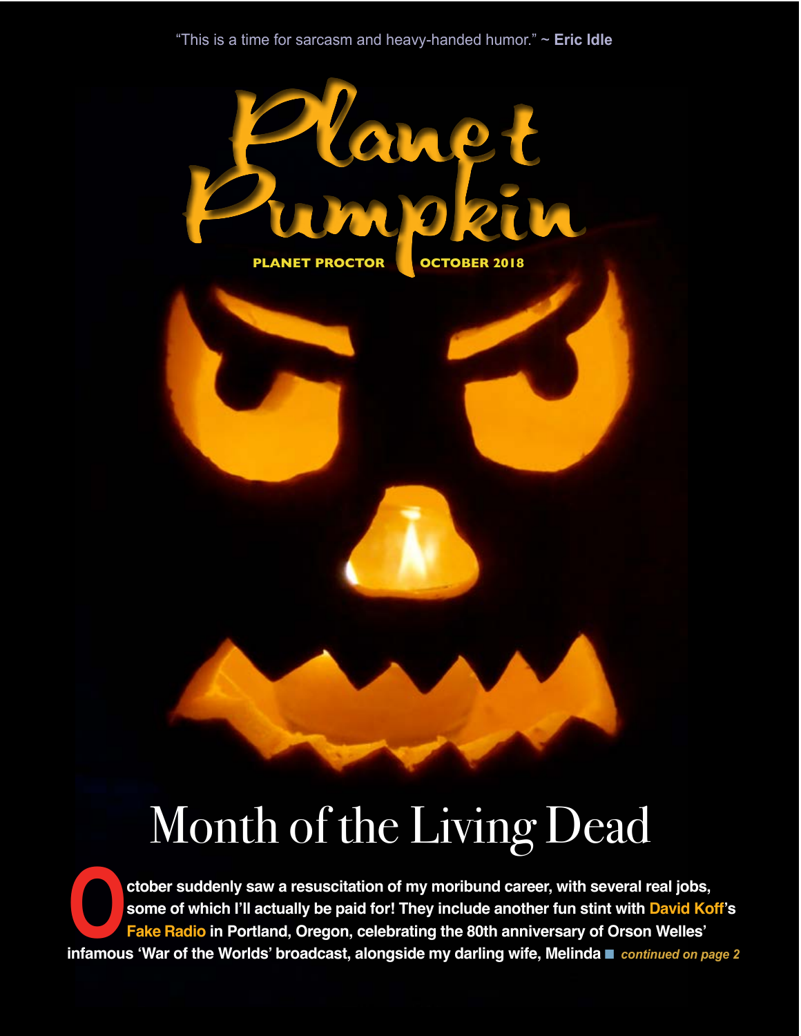"This is a time for sarcasm and heavy-handed humor." ~ **Eric Idle**

# Planet Pumpkin

**PLANET PROCTOR** **OCTOBER 2018**

# Month of the Living Dead

**October suddenly saw a resuscitation of my moribund career, with several real jobs, some of which I'll actually be paid for! They include another fun stint with David Koff's Fake Radio in Portland, Oregon, celebrating the 80th anniversary of Orson Welles' infamous 'War of the Worlds' broadcast, alongside my darling wife, Melinda** ■ ***continued on page 2***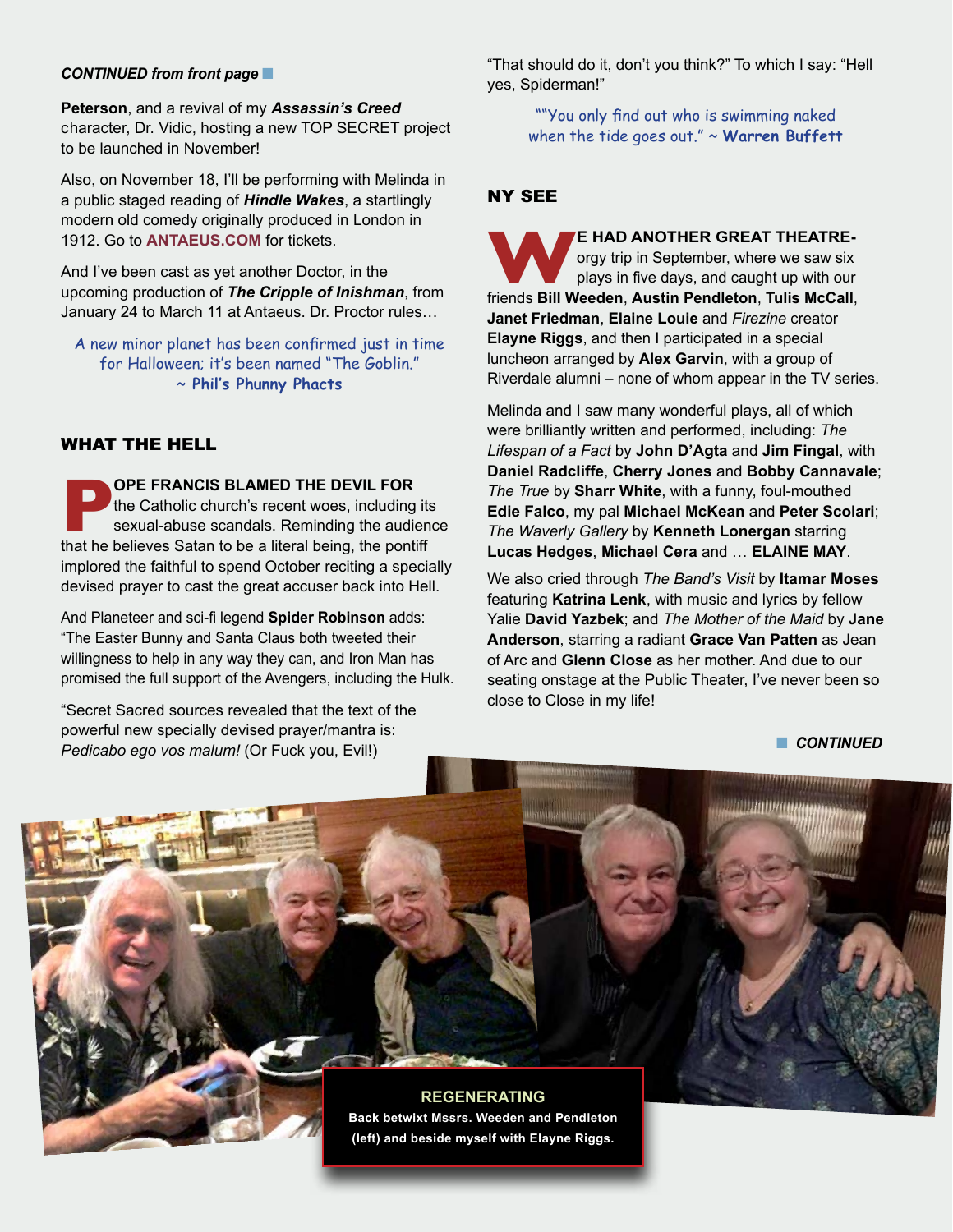***CONTINUED from front page***

**Peterson**, and a revival of my ***Assassin's Creed*** character, Dr. Vidic, hosting a new TOP SECRET project to be launched in November!

Also, on November 18, I'll be performing with Melinda in a public staged reading of ***Hindle Wakes***, a startlingly modern old comedy originally produced in London in 1912. Go to **ANTAEUS.COM** for tickets.

And I've been cast as yet another Doctor, in the upcoming production of ***The Cripple of Inishman***, from January 24 to March 11 at Antaeus. Dr. Proctor rules…

A new minor planet has been confirmed just in time for Halloween; it's been named "The Goblin." ~ **Phil's Phunny Phacts**

## WHAT THE HELL

**POPE FRANCIS BLAMED THE DEVIL FOR** the Catholic church's recent woes, including its sexual-abuse scandals. Reminding the audience that he believes Satan to be a literal being, the pontiff implored the faithful to spend October reciting a specially devised prayer to cast the great accuser back into Hell.

And Planeteer and sci-fi legend **Spider Robinson** adds: "The Easter Bunny and Santa Claus both tweeted their willingness to help in any way they can, and Iron Man has promised the full support of the Avengers, including the Hulk.

"Secret Sacred sources revealed that the text of the powerful new specially devised prayer/mantra is: *Pedicabo ego vos malum!* (Or Fuck you, Evil!)

"That should do it, don't you think?" To which I say: "Hell yes, Spiderman!"

""You only find out who is swimming naked when the tide goes out." ~ **Warren Buffett**

## NY SEE

**WE HAD ANOTHER GREAT THEATRE-**orgy trip in September, where we saw six plays in five days, and caught up with our friends **Bill Weeden**, **Austin Pendleton**, **Tulis McCall**, **Janet Friedman**, **Elaine Louie** and *Firezine* creator **Elayne Riggs**, and then I participated in a special luncheon arranged by **Alex Garvin**, with a group of Riverdale alumni – none of whom appear in the TV series.

Melinda and I saw many wonderful plays, all of which were brilliantly written and performed, including: *The Lifespan of a Fact* by **John D'Agta** and **Jim Fingal**, with **Daniel Radcliffe**, **Cherry Jones** and **Bobby Cannavale**; *The True* by **Sharr White**, with a funny, foul-mouthed **Edie Falco**, my pal **Michael McKean** and **Peter Scolari**; *The Waverly Gallery* by **Kenneth Lonergan** starring **Lucas Hedges**, **Michael Cera** and … **ELAINE MAY**.

We also cried through *The Band's Visit* by **Itamar Moses** featuring **Katrina Lenk**, with music and lyrics by fellow Yalie **David Yazbek**; and *The Mother of the Maid* by **Jane Anderson**, starring a radiant **Grace Van Patten** as Jean of Arc and **Glenn Close** as her mother. And due to our seating onstage at the Public Theater, I've never been so close to Close in my life!

***CONTINUED***

**REGENERATING**

**Back betwixt Mssrs. Weeden and Pendleton (left) and beside myself with Elayne Riggs.**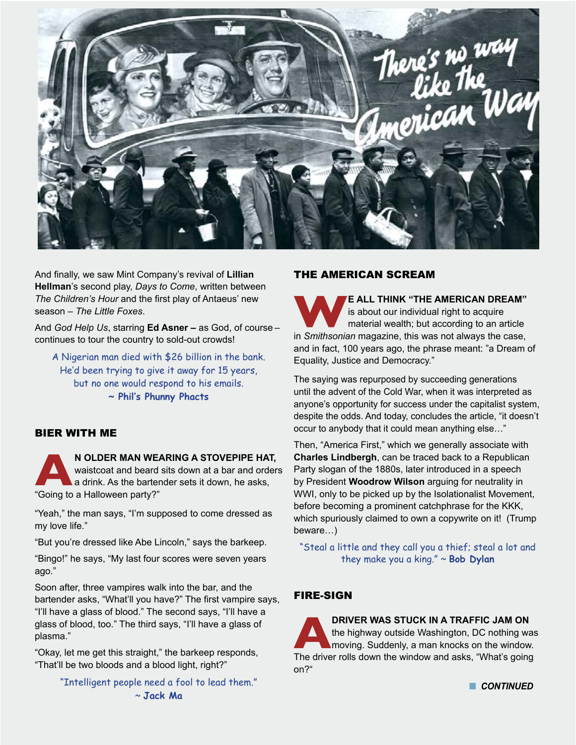And finally, we saw Mint Company's revival of **Lillian Hellman**'s second play, *Days to Come*, written between *The Children's Hour* and the first play of Antaeus' new season – *The Little Foxes*.

And *God Help Us*, starring **Ed Asner –** as God, of course – continues to tour the country to sold-out crowds!

> A Nigerian man died with $26 billion in the bank. He'd been trying to give it away for 15 years, but no one would respond to his emails.
> **~ Phil's Phunny Phacts**

## BIER WITH ME

**AN OLDER MAN WEARING A STOVEPIPE HAT,** waistcoat and beard sits down at a bar and orders a drink. As the bartender sets it down, he asks, "Going to a Halloween party?"

"Yeah," the man says, "I'm supposed to come dressed as my love life."

"But you're dressed like Abe Lincoln," says the barkeep.

"Bingo!" he says, "My last four scores were seven years ago."

Soon after, three vampires walk into the bar, and the bartender asks, "What'll you have?" The first vampire says, "I'll have a glass of blood." The second says, "I'll have a glass of blood, too." The third says, "I'll have a glass of plasma."

"Okay, let me get this straight," the barkeep responds, "That'll be two bloods and a blood light, right?"

> "Intelligent people need a fool to lead them."
> ~ **Jack Ma**

## THE AMERICAN SCREAM

**WE ALL THINK "THE AMERICAN DREAM"** is about our individual right to acquire material wealth; but according to an article in *Smithsonian* magazine, this was not always the case, and in fact, 100 years ago, the phrase meant: "a Dream of Equality, Justice and Democracy."

The saying was repurposed by succeeding generations until the advent of the Cold War, when it was interpreted as anyone's opportunity for success under the capitalist system, despite the odds. And today, concludes the article, "it doesn't occur to anybody that it could mean anything else…"

Then, "America First," which we generally associate with **Charles Lindbergh**, can be traced back to a Republican Party slogan of the 1880s, later introduced in a speech by President **Woodrow Wilson** arguing for neutrality in WWI, only to be picked up by the Isolationalist Movement, before becoming a prominent catchphrase for the KKK, which spuriously claimed to own a copywrite on it! (Trump beware…)

> "Steal a little and they call you a thief; steal a lot and they make you a king." ~ **Bob Dylan**

## FIRE-SIGN

**A DRIVER WAS STUCK IN A TRAFFIC JAM ON** the highway outside Washington, DC nothing was moving. Suddenly, a man knocks on the window. The driver rolls down the window and asks, "What's going on?"

*CONTINUED*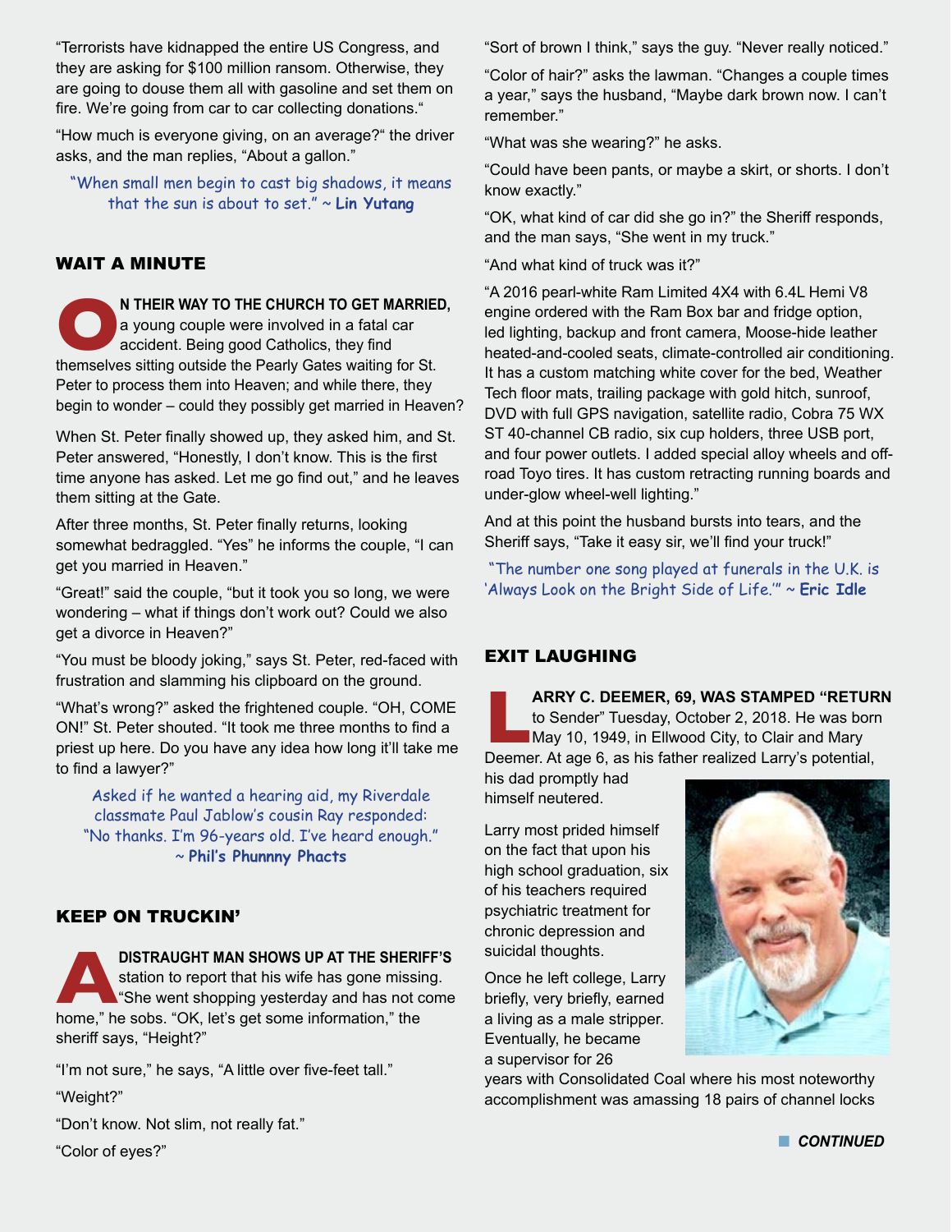"Terrorists have kidnapped the entire US Congress, and they are asking for $100 million ransom. Otherwise, they are going to douse them all with gasoline and set them on fire. We're going from car to car collecting donations."

"How much is everyone giving, on an average?" the driver asks, and the man replies, "About a gallon."

"When small men begin to cast big shadows, it means that the sun is about to set." ~ **Lin Yutang**

## WAIT A MINUTE

**ON THEIR WAY TO THE CHURCH TO GET MARRIED,** a young couple were involved in a fatal car accident. Being good Catholics, they find themselves sitting outside the Pearly Gates waiting for St. Peter to process them into Heaven; and while there, they begin to wonder – could they possibly get married in Heaven?

When St. Peter finally showed up, they asked him, and St. Peter answered, "Honestly, I don't know. This is the first time anyone has asked. Let me go find out," and he leaves them sitting at the Gate.

After three months, St. Peter finally returns, looking somewhat bedraggled. "Yes" he informs the couple, "I can get you married in Heaven."

"Great!" said the couple, "but it took you so long, we were wondering – what if things don't work out? Could we also get a divorce in Heaven?"

"You must be bloody joking," says St. Peter, red-faced with frustration and slamming his clipboard on the ground.

"What's wrong?" asked the frightened couple. "OH, COME ON!" St. Peter shouted. "It took me three months to find a priest up here. Do you have any idea how long it'll take me to find a lawyer?"

Asked if he wanted a hearing aid, my Riverdale classmate Paul Jablow's cousin Ray responded: "No thanks. I'm 96-years old. I've heard enough." ~ **Phil's Phunnny Phacts**

## KEEP ON TRUCKIN'

**A DISTRAUGHT MAN SHOWS UP AT THE SHERIFF'S** station to report that his wife has gone missing. "She went shopping yesterday and has not come home," he sobs. "OK, let's get some information," the sheriff says, "Height?"

"I'm not sure," he says, "A little over five-feet tall."

"Weight?"

"Don't know. Not slim, not really fat."

"Color of eyes?"

"Sort of brown I think," says the guy. "Never really noticed."

"Color of hair?" asks the lawman. "Changes a couple times a year," says the husband, "Maybe dark brown now. I can't remember."

"What was she wearing?" he asks.

"Could have been pants, or maybe a skirt, or shorts. I don't know exactly."

"OK, what kind of car did she go in?" the Sheriff responds, and the man says, "She went in my truck."

"And what kind of truck was it?"

"A 2016 pearl-white Ram Limited 4X4 with 6.4L Hemi V8 engine ordered with the Ram Box bar and fridge option, led lighting, backup and front camera, Moose-hide leather heated-and-cooled seats, climate-controlled air conditioning. It has a custom matching white cover for the bed, Weather Tech floor mats, trailing package with gold hitch, sunroof, DVD with full GPS navigation, satellite radio, Cobra 75 WX ST 40-channel CB radio, six cup holders, three USB port, and four power outlets. I added special alloy wheels and off-road Toyo tires. It has custom retracting running boards and under-glow wheel-well lighting."

And at this point the husband bursts into tears, and the Sheriff says, "Take it easy sir, we'll find your truck!"

"The number one song played at funerals in the U.K. is 'Always Look on the Bright Side of Life.'" ~ **Eric Idle**

## EXIT LAUGHING

**LARRY C. DEEMER, 69, WAS STAMPED "RETURN** to Sender" Tuesday, October 2, 2018. He was born May 10, 1949, in Ellwood City, to Clair and Mary Deemer. At age 6, as his father realized Larry's potential, his dad promptly had himself neutered.

Larry most prided himself on the fact that upon his high school graduation, six of his teachers required psychiatric treatment for chronic depression and suicidal thoughts.

Once he left college, Larry briefly, very briefly, earned a living as a male stripper. Eventually, he became a supervisor for 26 years with Consolidated Coal where his most noteworthy accomplishment was amassing 18 pairs of channel locks

***CONTINUED***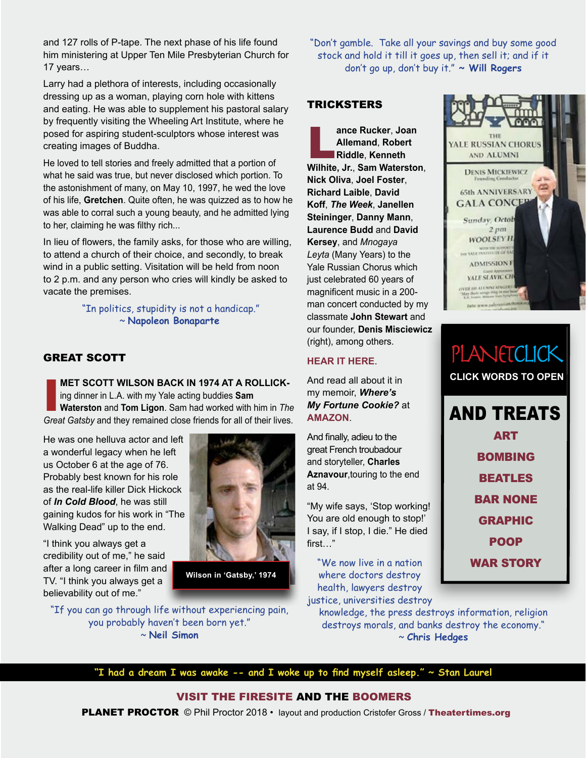and 127 rolls of P-tape. The next phase of his life found him ministering at Upper Ten Mile Presbyterian Church for 17 years…

Larry had a plethora of interests, including occasionally dressing up as a woman, playing corn hole with kittens and eating. He was able to supplement his pastoral salary by frequently visiting the Wheeling Art Institute, where he posed for aspiring student-sculptors whose interest was creating images of Buddha.

He loved to tell stories and freely admitted that a portion of what he said was true, but never disclosed which portion. To the astonishment of many, on May 10, 1997, he wed the love of his life, **Gretchen**. Quite often, he was quizzed as to how he was able to corral such a young beauty, and he admitted lying to her, claiming he was filthy rich...

In lieu of flowers, the family asks, for those who are willing, to attend a church of their choice, and secondly, to break wind in a public setting. Visitation will be held from noon to 2 p.m. and any person who cries will kindly be asked to vacate the premises.

"In politics, stupidity is not a handicap."
~ **Napoleon Bonaparte**

## GREAT SCOTT

**I MET SCOTT WILSON BACK IN 1974 AT A ROLLICK-**ing dinner in L.A. with my Yale acting buddies **Sam Waterston** and **Tom Ligon**. Sam had worked with him in *The Great Gatsby* and they remained close friends for all of their lives.

He was one helluva actor and left a wonderful legacy when he left us October 6 at the age of 76. Probably best known for his role as the real-life killer Dick Hickock of ***In Cold Blood***, he was still gaining kudos for his work in "The Walking Dead" up to the end.

"I think you always get a credibility out of me," he said after a long career in film and TV. "I think you always get a believability out of me."

Wilson in 'Gatsby,' 1974

"If you can go through life without experiencing pain, you probably haven't been born yet."
~ **Neil Simon**

"Don't gamble. Take all your savings and buy some good stock and hold it till it goes up, then sell it; and if it don't go up, don't buy it." ~ **Will Rogers**

## TRICKSTERS

**Lance Rucker**, **Joan Allemand**, **Robert Riddle**, **Kenneth Wilhite, Jr.**, **Sam Waterston**, **Nick Oliva**, **Joel Foster**, **Richard Laible**, **David Koff**, ***The Week***, **Janellen Steininger**, **Danny Mann**, **Laurence Budd** and **David Kersey**, and *Mnogaya Leyta* (Many Years) to the Yale Russian Chorus which just celebrated 60 years of magnificent music in a 200-man concert conducted by my classmate **John Stewart** and our founder, **Denis Misciewicz** (right), among others.

**HEAR IT HERE**.

And read all about it in my memoir, ***Where's My Fortune Cookie?*** at **AMAZON**.

And finally, adieu to the great French troubadour and storyteller, **Charles Aznavour**,touring to the end at 94.

"My wife says, 'Stop working! You are old enough to stop!' I say, if I stop, I die." He died first…"

"We now live in a nation where doctors destroy health, lawyers destroy justice, universities destroy knowledge, the press destroys information, religion destroys morals, and banks destroy the economy."
~ **Chris Hedges**

PLANETCLICK
**CLICK WORDS TO OPEN**

## AND TREATS

**ART**
**BOMBING**
**BEATLES**
**BAR NONE**
**GRAPHIC**
**POOP**
**WAR STORY**

"I had a dream I was awake -- and I woke up to find myself asleep." ~ Stan Laurel

**VISIT THE FIRESITE AND THE BOOMERS**

**PLANET PROCTOR** © Phil Proctor 2018 • layout and production Cristofer Gross / **Theatertimes.org**